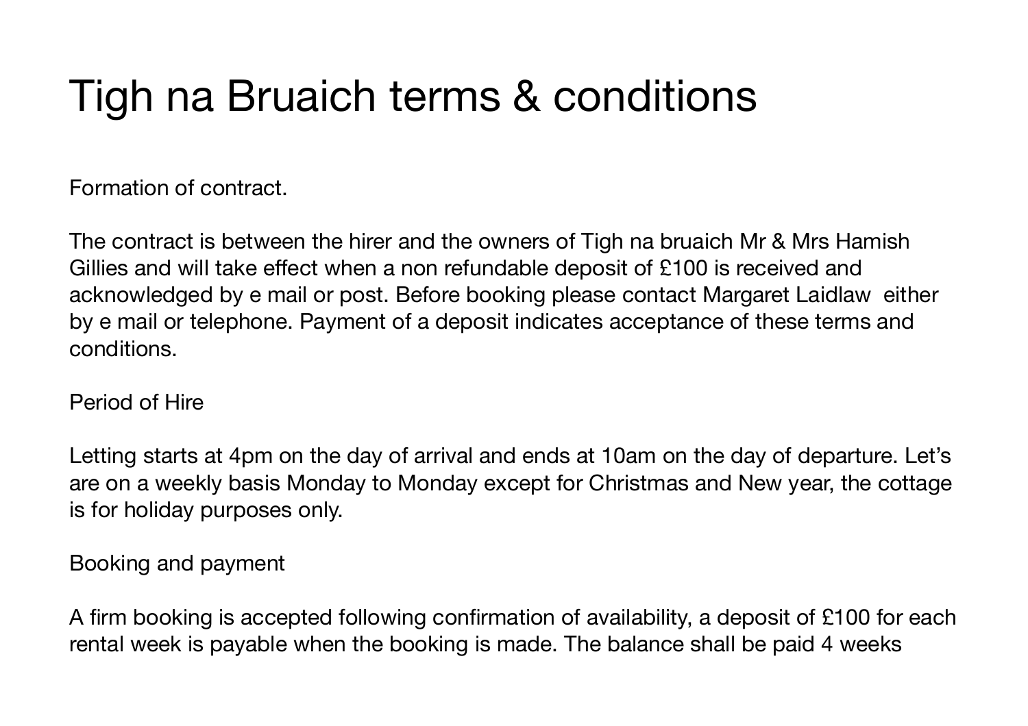# Tigh na Bruaich terms & conditions

Formation of contract.

The contract is between the hirer and the owners of Tigh na bruaich Mr & Mrs Hamish Gillies and will take effect when a non refundable deposit of £100 is received and acknowledged by e mail or post. Before booking please contact Margaret Laidlaw either by e mail or telephone. Payment of a deposit indicates acceptance of these terms and conditions.

Period of Hire

Letting starts at 4pm on the day of arrival and ends at 10am on the day of departure. Let's are on a weekly basis Monday to Monday except for Christmas and New year, the cottage is for holiday purposes only.

Booking and payment

A firm booking is accepted following confirmation of availability, a deposit of £100 for each rental week is payable when the booking is made. The balance shall be paid 4 weeks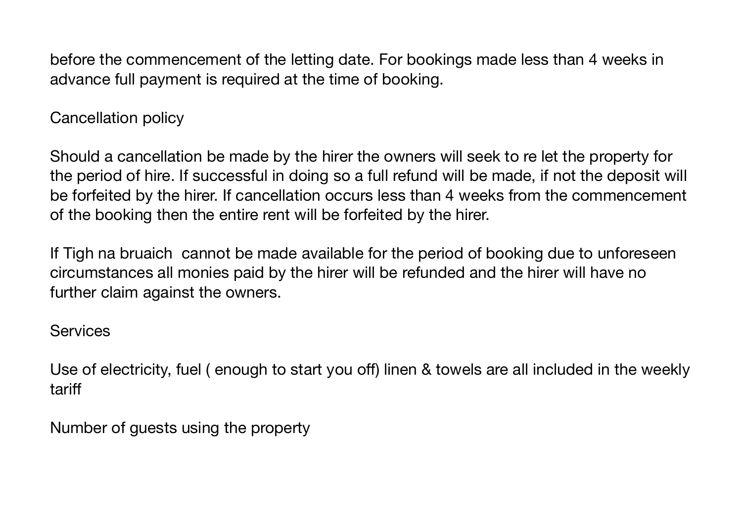before the commencement of the letting date. For bookings made less than 4 weeks in advance full payment is required at the time of booking.

## Cancellation policy

Should a cancellation be made by the hirer the owners will seek to re let the property for the period of hire. If successful in doing so a full refund will be made, if not the deposit will be forfeited by the hirer. If cancellation occurs less than 4 weeks from the commencement of the booking then the entire rent will be forfeited by the hirer.

If Tigh na bruaich  cannot be made available for the period of booking due to unforeseen circumstances all monies paid by the hirer will be refunded and the hirer will have no further claim against the owners.

## Services

Use of electricity, fuel ( enough to start you off) linen & towels are all included in the weekly tariff

## Number of guests using the property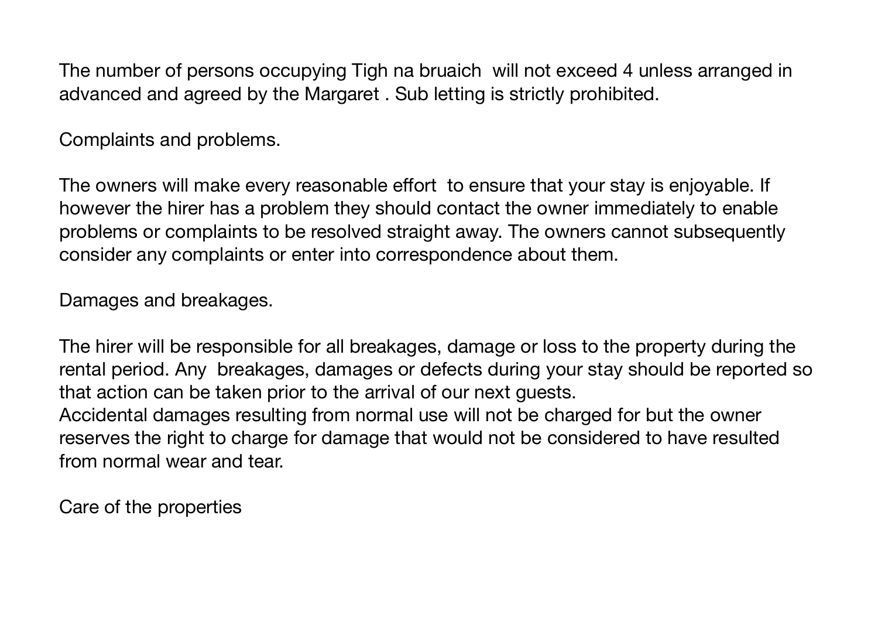The number of persons occupying Tigh na bruaich will not exceed 4 unless arranged in advanced and agreed by the Margaret . Sub letting is strictly prohibited.

Complaints and problems.

The owners will make every reasonable effort to ensure that your stay is enjoyable. If however the hirer has a problem they should contact the owner immediately to enable problems or complaints to be resolved straight away. The owners cannot subsequently consider any complaints or enter into correspondence about them.

Damages and breakages.

The hirer will be responsible for all breakages, damage or loss to the property during the rental period. Any breakages, damages or defects during your stay should be reported so that action can be taken prior to the arrival of our next guests.
Accidental damages resulting from normal use will not be charged for but the owner reserves the right to charge for damage that would not be considered to have resulted from normal wear and tear.

Care of the properties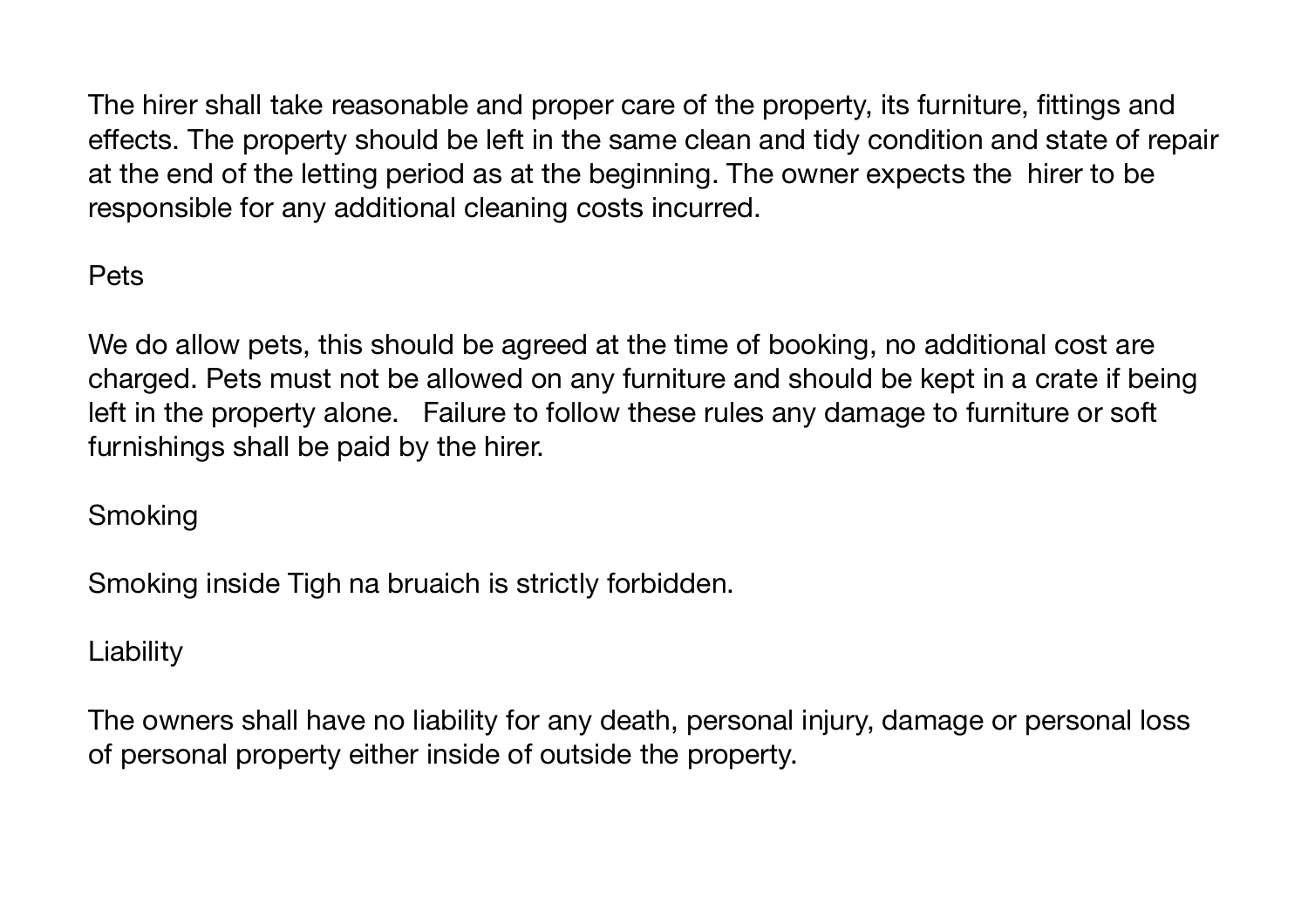The hirer shall take reasonable and proper care of the property, its furniture, fittings and effects. The property should be left in the same clean and tidy condition and state of repair at the end of the letting period as at the beginning. The owner expects the hirer to be responsible for any additional cleaning costs incurred.

## Pets

We do allow pets, this should be agreed at the time of booking, no additional cost are charged. Pets must not be allowed on any furniture and should be kept in a crate if being left in the property alone. Failure to follow these rules any damage to furniture or soft furnishings shall be paid by the hirer.

## Smoking

Smoking inside Tigh na bruaich is strictly forbidden.

## Liability

The owners shall have no liability for any death, personal injury, damage or personal loss of personal property either inside of outside the property.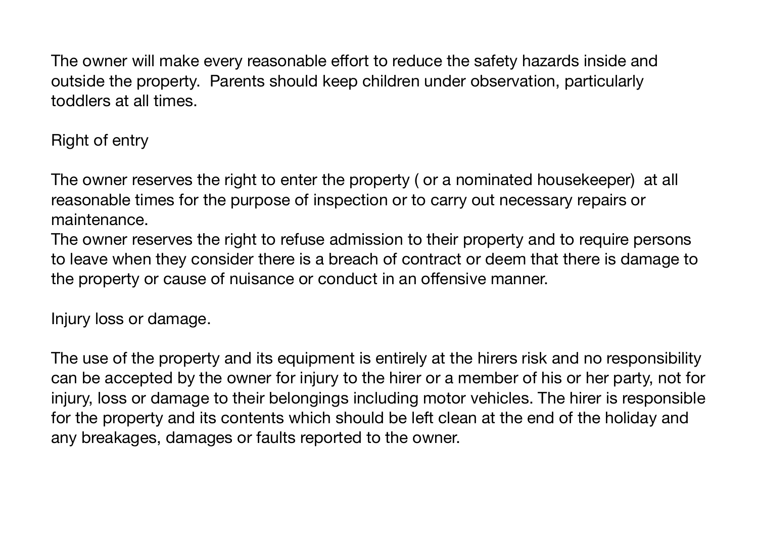The owner will make every reasonable effort to reduce the safety hazards inside and outside the property.  Parents should keep children under observation, particularly toddlers at all times.

## Right of entry

The owner reserves the right to enter the property ( or a nominated housekeeper)  at all reasonable times for the purpose of inspection or to carry out necessary repairs or maintenance.
The owner reserves the right to refuse admission to their property and to require persons to leave when they consider there is a breach of contract or deem that there is damage to the property or cause of nuisance or conduct in an offensive manner.

## Injury loss or damage.

The use of the property and its equipment is entirely at the hirers risk and no responsibility can be accepted by the owner for injury to the hirer or a member of his or her party, not for injury, loss or damage to their belongings including motor vehicles. The hirer is responsible for the property and its contents which should be left clean at the end of the holiday and any breakages, damages or faults reported to the owner.